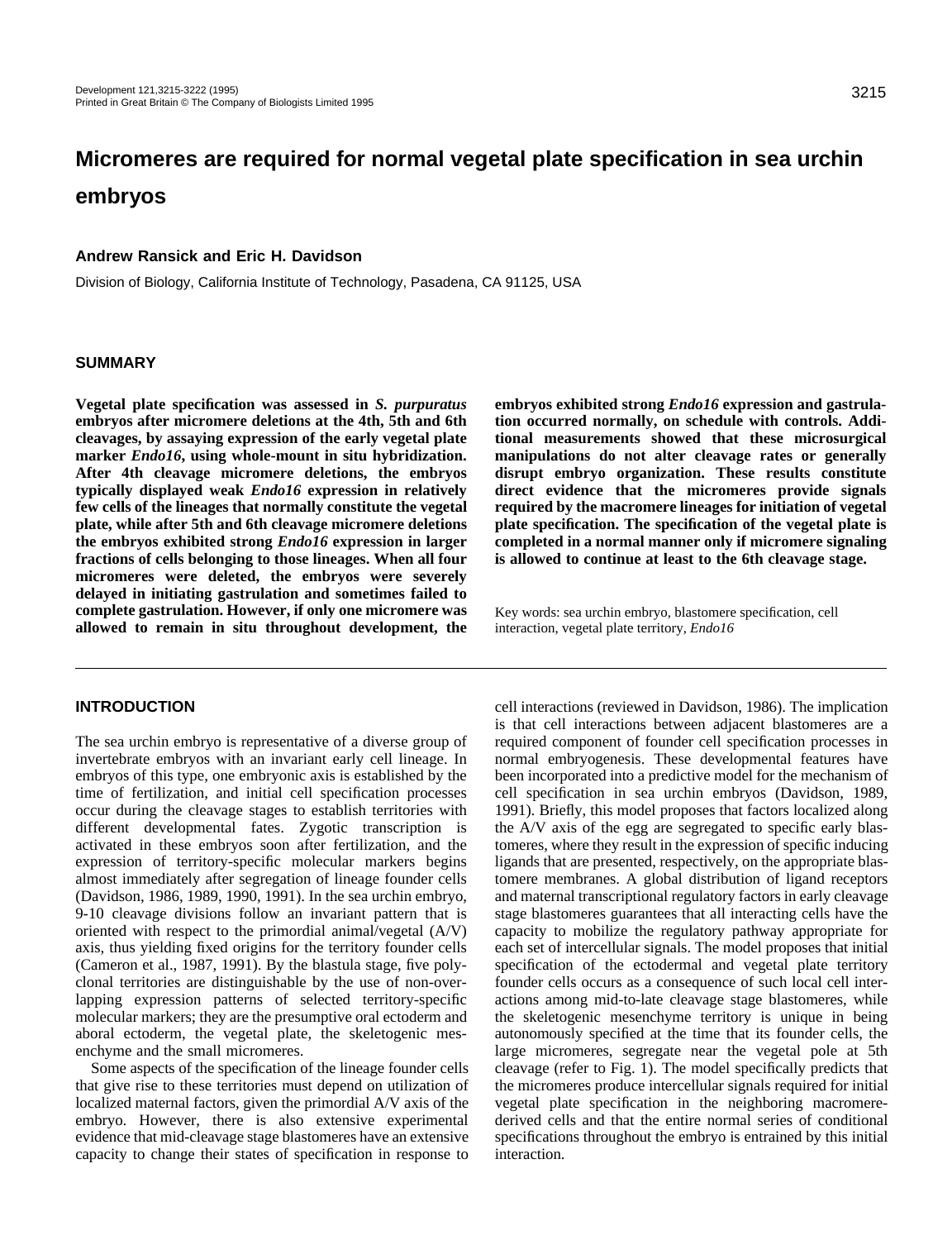# Micromeres are required for normal vegetal plate specification in sea urchin embryos

**Andrew Ransick and Eric H. Davidson**

Division of Biology, California Institute of Technology, Pasadena, CA 91125, USA

## SUMMARY

**Vegetal plate specification was assessed in *S. purpuratus* embryos after micromere deletions at the 4th, 5th and 6th cleavages, by assaying expression of the early vegetal plate marker *Endo16*, using whole-mount in situ hybridization. After 4th cleavage micromere deletions, the embryos typically displayed weak *Endo16* expression in relatively few cells of the lineages that normally constitute the vegetal plate, while after 5th and 6th cleavage micromere deletions the embryos exhibited strong *Endo16* expression in larger fractions of cells belonging to those lineages. When all four micromeres were deleted, the embryos were severely delayed in initiating gastrulation and sometimes failed to complete gastrulation. However, if only one micromere was allowed to remain in situ throughout development, the embryos exhibited strong *Endo16* expression and gastrulation occurred normally, on schedule with controls. Additional measurements showed that these microsurgical manipulations do not alter cleavage rates or generally disrupt embryo organization. These results constitute direct evidence that the micromeres provide signals required by the macromere lineages for initiation of vegetal plate specification. The specification of the vegetal plate is completed in a normal manner only if micromere signaling is allowed to continue at least to the 6th cleavage stage.**

Key words: sea urchin embryo, blastomere specification, cell interaction, vegetal plate territory, *Endo16*

## INTRODUCTION

The sea urchin embryo is representative of a diverse group of invertebrate embryos with an invariant early cell lineage. In embryos of this type, one embryonic axis is established by the time of fertilization, and initial cell specification processes occur during the cleavage stages to establish territories with different developmental fates. Zygotic transcription is activated in these embryos soon after fertilization, and the expression of territory-specific molecular markers begins almost immediately after segregation of lineage founder cells (Davidson, 1986, 1989, 1990, 1991). In the sea urchin embryo, 9-10 cleavage divisions follow an invariant pattern that is oriented with respect to the primordial animal/vegetal (A/V) axis, thus yielding fixed origins for the territory founder cells (Cameron et al., 1987, 1991). By the blastula stage, five polyclonal territories are distinguishable by the use of non-overlapping expression patterns of selected territory-specific molecular markers; they are the presumptive oral ectoderm and aboral ectoderm, the vegetal plate, the skeletogenic mesenchyme and the small micromeres.

Some aspects of the specification of the lineage founder cells that give rise to these territories must depend on utilization of localized maternal factors, given the primordial A/V axis of the embryo. However, there is also extensive experimental evidence that mid-cleavage stage blastomeres have an extensive capacity to change their states of specification in response to cell interactions (reviewed in Davidson, 1986). The implication is that cell interactions between adjacent blastomeres are a required component of founder cell specification processes in normal embryogenesis. These developmental features have been incorporated into a predictive model for the mechanism of cell specification in sea urchin embryos (Davidson, 1989, 1991). Briefly, this model proposes that factors localized along the A/V axis of the egg are segregated to specific early blastomeres, where they result in the expression of specific inducing ligands that are presented, respectively, on the appropriate blastomere membranes. A global distribution of ligand receptors and maternal transcriptional regulatory factors in early cleavage stage blastomeres guarantees that all interacting cells have the capacity to mobilize the regulatory pathway appropriate for each set of intercellular signals. The model proposes that initial specification of the ectodermal and vegetal plate territory founder cells occurs as a consequence of such local cell interactions among mid-to-late cleavage stage blastomeres, while the skeletogenic mesenchyme territory is unique in being autonomously specified at the time that its founder cells, the large micromeres, segregate near the vegetal pole at 5th cleavage (refer to Fig. 1). The model specifically predicts that the micromeres produce intercellular signals required for initial vegetal plate specification in the neighboring macromere-derived cells and that the entire normal series of conditional specifications throughout the embryo is entrained by this initial interaction.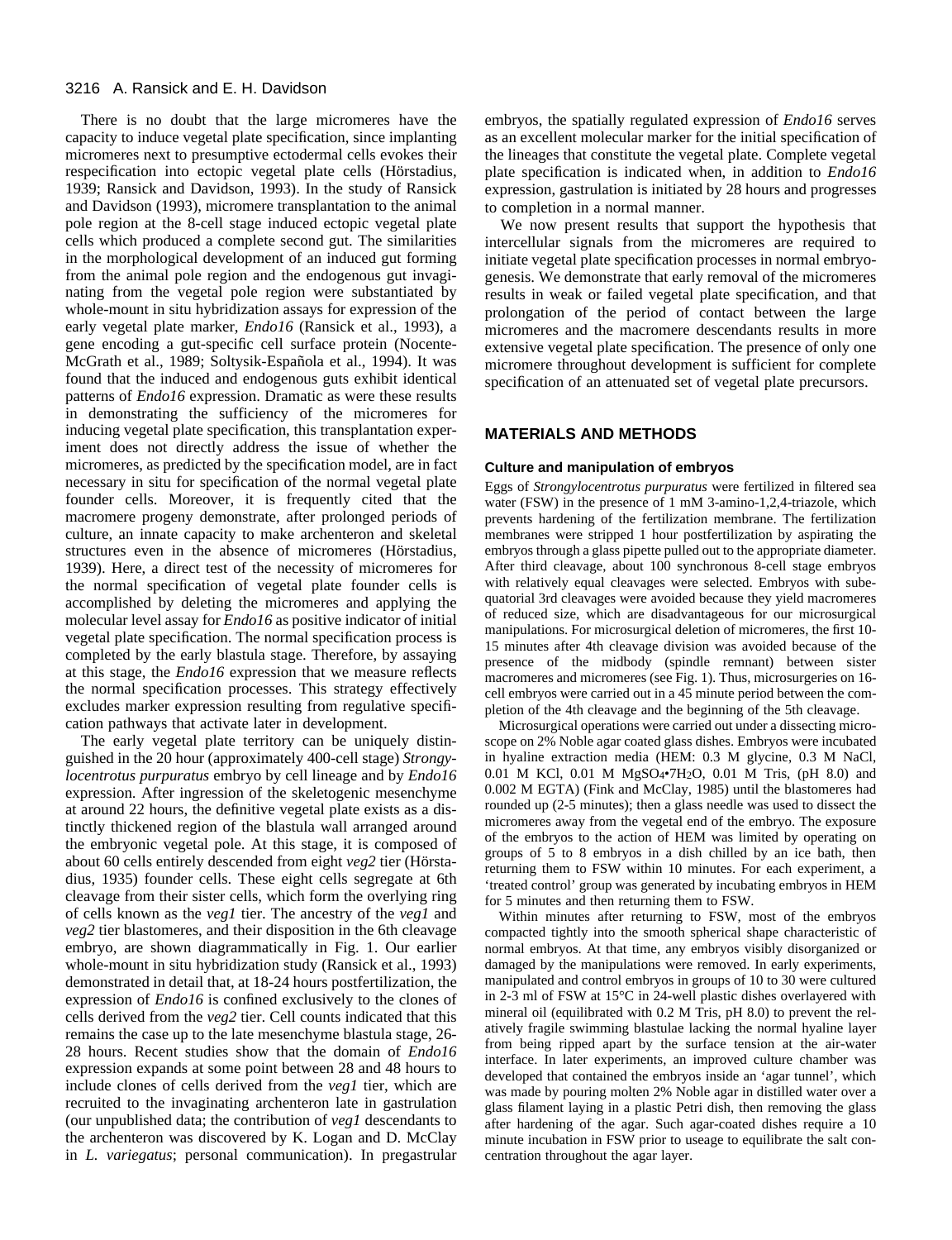There is no doubt that the large micromeres have the capacity to induce vegetal plate specification, since implanting micromeres next to presumptive ectodermal cells evokes their respecification into ectopic vegetal plate cells (Hörstadius, 1939; Ransick and Davidson, 1993). In the study of Ransick and Davidson (1993), micromere transplantation to the animal pole region at the 8-cell stage induced ectopic vegetal plate cells which produced a complete second gut. The similarities in the morphological development of an induced gut forming from the animal pole region and the endogenous gut invaginating from the vegetal pole region were substantiated by whole-mount in situ hybridization assays for expression of the early vegetal plate marker, *Endo16* (Ransick et al., 1993), a gene encoding a gut-specific cell surface protein (Nocente-McGrath et al., 1989; Soltysik-Española et al., 1994). It was found that the induced and endogenous guts exhibit identical patterns of *Endo16* expression. Dramatic as were these results in demonstrating the sufficiency of the micromeres for inducing vegetal plate specification, this transplantation experiment does not directly address the issue of whether the micromeres, as predicted by the specification model, are in fact necessary in situ for specification of the normal vegetal plate founder cells. Moreover, it is frequently cited that the macromere progeny demonstrate, after prolonged periods of culture, an innate capacity to make archenteron and skeletal structures even in the absence of micromeres (Hörstadius, 1939). Here, a direct test of the necessity of micromeres for the normal specification of vegetal plate founder cells is accomplished by deleting the micromeres and applying the molecular level assay for *Endo16* as positive indicator of initial vegetal plate specification. The normal specification process is completed by the early blastula stage. Therefore, by assaying at this stage, the *Endo16* expression that we measure reflects the normal specification processes. This strategy effectively excludes marker expression resulting from regulative specification pathways that activate later in development.

The early vegetal plate territory can be uniquely distinguished in the 20 hour (approximately 400-cell stage) *Strongylocentrotus purpuratus* embryo by cell lineage and by *Endo16* expression. After ingression of the skeletogenic mesenchyme at around 22 hours, the definitive vegetal plate exists as a distinctly thickened region of the blastula wall arranged around the embryonic vegetal pole. At this stage, it is composed of about 60 cells entirely descended from eight *veg2* tier (Hörstadius, 1935) founder cells. These eight cells segregate at 6th cleavage from their sister cells, which form the overlying ring of cells known as the *veg1* tier. The ancestry of the *veg1* and *veg2* tier blastomeres, and their disposition in the 6th cleavage embryo, are shown diagrammatically in Fig. 1. Our earlier whole-mount in situ hybridization study (Ransick et al., 1993) demonstrated in detail that, at 18-24 hours postfertilization, the expression of *Endo16* is confined exclusively to the clones of cells derived from the *veg2* tier. Cell counts indicated that this remains the case up to the late mesenchyme blastula stage, 26-28 hours. Recent studies show that the domain of *Endo16* expression expands at some point between 28 and 48 hours to include clones of cells derived from the *veg1* tier, which are recruited to the invaginating archenteron late in gastrulation (our unpublished data; the contribution of *veg1* descendants to the archenteron was discovered by K. Logan and D. McClay in *L. variegatus*; personal communication). In pregastrular embryos, the spatially regulated expression of *Endo16* serves as an excellent molecular marker for the initial specification of the lineages that constitute the vegetal plate. Complete vegetal plate specification is indicated when, in addition to *Endo16* expression, gastrulation is initiated by 28 hours and progresses to completion in a normal manner.

We now present results that support the hypothesis that intercellular signals from the micromeres are required to initiate vegetal plate specification processes in normal embryogenesis. We demonstrate that early removal of the micromeres results in weak or failed vegetal plate specification, and that prolongation of the period of contact between the large micromeres and the macromere descendants results in more extensive vegetal plate specification. The presence of only one micromere throughout development is sufficient for complete specification of an attenuated set of vegetal plate precursors.

## MATERIALS AND METHODS

### Culture and manipulation of embryos

Eggs of *Strongylocentrotus purpuratus* were fertilized in filtered sea water (FSW) in the presence of 1 mM 3-amino-1,2,4-triazole, which prevents hardening of the fertilization membrane. The fertilization membranes were stripped 1 hour postfertilization by aspirating the embryos through a glass pipette pulled out to the appropriate diameter. After third cleavage, about 100 synchronous 8-cell stage embryos with relatively equal cleavages were selected. Embryos with subequatorial 3rd cleavages were avoided because they yield macromeres of reduced size, which are disadvantageous for our microsurgical manipulations. For microsurgical deletion of micromeres, the first 10-15 minutes after 4th cleavage division was avoided because of the presence of the midbody (spindle remnant) between sister macromeres and micromeres (see Fig. 1). Thus, microsurgeries on 16-cell embryos were carried out in a 45 minute period between the completion of the 4th cleavage and the beginning of the 5th cleavage.

Microsurgical operations were carried out under a dissecting microscope on 2% Noble agar coated glass dishes. Embryos were incubated in hyaline extraction media (HEM: 0.3 M glycine, 0.3 M NaCl, 0.01 M KCl, 0.01 M $MgSO_4 \cdot 7H_2O$, 0.01 M Tris, (pH 8.0) and 0.002 M EGTA) (Fink and McClay, 1985) until the blastomeres had rounded up (2-5 minutes); then a glass needle was used to dissect the micromeres away from the vegetal end of the embryo. The exposure of the embryos to the action of HEM was limited by operating on groups of 5 to 8 embryos in a dish chilled by an ice bath, then returning them to FSW within 10 minutes. For each experiment, a 'treated control' group was generated by incubating embryos in HEM for 5 minutes and then returning them to FSW.

Within minutes after returning to FSW, most of the embryos compacted tightly into the smooth spherical shape characteristic of normal embryos. At that time, any embryos visibly disorganized or damaged by the manipulations were removed. In early experiments, manipulated and control embryos in groups of 10 to 30 were cultured in 2-3 ml of FSW at 15°C in 24-well plastic dishes overlayered with mineral oil (equilibrated with 0.2 M Tris, pH 8.0) to prevent the relatively fragile swimming blastulae lacking the normal hyaline layer from being ripped apart by the surface tension at the air-water interface. In later experiments, an improved culture chamber was developed that contained the embryos inside an 'agar tunnel', which was made by pouring molten 2% Noble agar in distilled water over a glass filament laying in a plastic Petri dish, then removing the glass after hardening of the agar. Such agar-coated dishes require a 10 minute incubation in FSW prior to useage to equilibrate the salt concentration throughout the agar layer.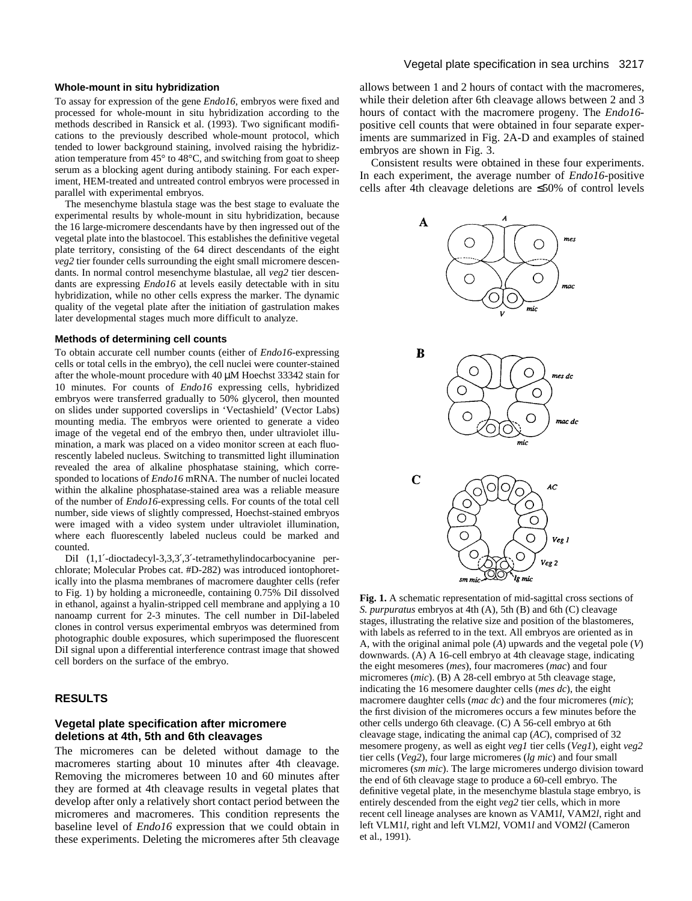### Whole-mount in situ hybridization

To assay for expression of the gene *Endo16*, embryos were fixed and processed for whole-mount in situ hybridization according to the methods described in Ransick et al. (1993). Two significant modifications to the previously described whole-mount protocol, which tended to lower background staining, involved raising the hybridization temperature from 45° to 48°C, and switching from goat to sheep serum as a blocking agent during antibody staining. For each experiment, HEM-treated and untreated control embryos were processed in parallel with experimental embryos.

The mesenchyme blastula stage was the best stage to evaluate the experimental results by whole-mount in situ hybridization, because the 16 large-micromere descendants have by then ingressed out of the vegetal plate into the blastocoel. This establishes the definitive vegetal plate territory, consisting of the 64 direct descendants of the eight *veg2* tier founder cells surrounding the eight small micromere descendants. In normal control mesenchyme blastulae, all *veg2* tier descendants are expressing *Endo16* at levels easily detectable with in situ hybridization, while no other cells express the marker. The dynamic quality of the vegetal plate after the initiation of gastrulation makes later developmental stages much more difficult to analyze.

### Methods of determining cell counts

To obtain accurate cell number counts (either of *Endo16*-expressing cells or total cells in the embryo), the cell nuclei were counter-stained after the whole-mount procedure with 40 μM Hoechst 33342 stain for 10 minutes. For counts of *Endo16* expressing cells, hybridized embryos were transferred gradually to 50% glycerol, then mounted on slides under supported coverslips in 'Vectashield' (Vector Labs) mounting media. The embryos were oriented to generate a video image of the vegetal end of the embryo then, under ultraviolet illumination, a mark was placed on a video monitor screen at each fluorescently labeled nucleus. Switching to transmitted light illumination revealed the area of alkaline phosphatase staining, which corresponded to locations of *Endo16* mRNA. The number of nuclei located within the alkaline phosphatase-stained area was a reliable measure of the number of *Endo16*-expressing cells. For counts of the total cell number, side views of slightly compressed, Hoechst-stained embryos were imaged with a video system under ultraviolet illumination, where each fluorescently labeled nucleus could be marked and counted.

DiI (1,1′-dioctadecyl-3,3,3′,3′-tetramethylindocarbocyanine perchlorate; Molecular Probes cat. #D-282) was introduced iontophoretically into the plasma membranes of macromere daughter cells (refer to Fig. 1) by holding a microneedle, containing 0.75% DiI dissolved in ethanol, against a hyalin-stripped cell membrane and applying a 10 nanoamp current for 2-3 minutes. The cell number in DiI-labeled clones in control versus experimental embryos was determined from photographic double exposures, which superimposed the fluorescent DiI signal upon a differential interference contrast image that showed cell borders on the surface of the embryo.

## RESULTS

### Vegetal plate specification after micromere deletions at 4th, 5th and 6th cleavages

The micromeres can be deleted without damage to the macromeres starting about 10 minutes after 4th cleavage. Removing the micromeres between 10 and 60 minutes after they are formed at 4th cleavage results in vegetal plates that develop after only a relatively short contact period between the micromeres and macromeres. This condition represents the baseline level of *Endo16* expression that we could obtain in these experiments. Deleting the micromeres after 5th cleavage allows between 1 and 2 hours of contact with the macromeres, while their deletion after 6th cleavage allows between 2 and 3 hours of contact with the macromere progeny. The *Endo16*-positive cell counts that were obtained in four separate experiments are summarized in Fig. 2A-D and examples of stained embryos are shown in Fig. 3.

Consistent results were obtained in these four experiments. In each experiment, the average number of *Endo16*-positive cells after 4th cleavage deletions are ≤50% of control levels

**Fig. 1.** A schematic representation of mid-sagittal cross sections of *S. purpuratus* embryos at 4th (A), 5th (B) and 6th (C) cleavage stages, illustrating the relative size and position of the blastomeres, with labels as referred to in the text. All embryos are oriented as in A, with the original animal pole (*A*) upwards and the vegetal pole (*V*) downwards. (A) A 16-cell embryo at 4th cleavage stage, indicating the eight mesomeres (*mes*), four macromeres (*mac*) and four micromeres (*mic*). (B) A 28-cell embryo at 5th cleavage stage, indicating the 16 mesomere daughter cells (*mes dc*), the eight macromere daughter cells (*mac dc*) and the four micromeres (*mic*); the first division of the micromeres occurs a few minutes before the other cells undergo 6th cleavage. (C) A 56-cell embryo at 6th cleavage stage, indicating the animal cap (*AC*), comprised of 32 mesomere progeny, as well as eight *veg1* tier cells (*Veg1*), eight *veg2* tier cells (*Veg2*), four large micromeres (*lg mic*) and four small micromeres (*sm mic*). The large micromeres undergo division toward the end of 6th cleavage stage to produce a 60-cell embryo. The definitive vegetal plate, in the mesenchyme blastula stage embryo, is entirely descended from the eight *veg2* tier cells, which in more recent cell lineage analyses are known as VAM1*l*, VAM2*l*, right and left VLM1*l*, right and left VLM2*l*, VOM1*l* and VOM2*l* (Cameron et al., 1991).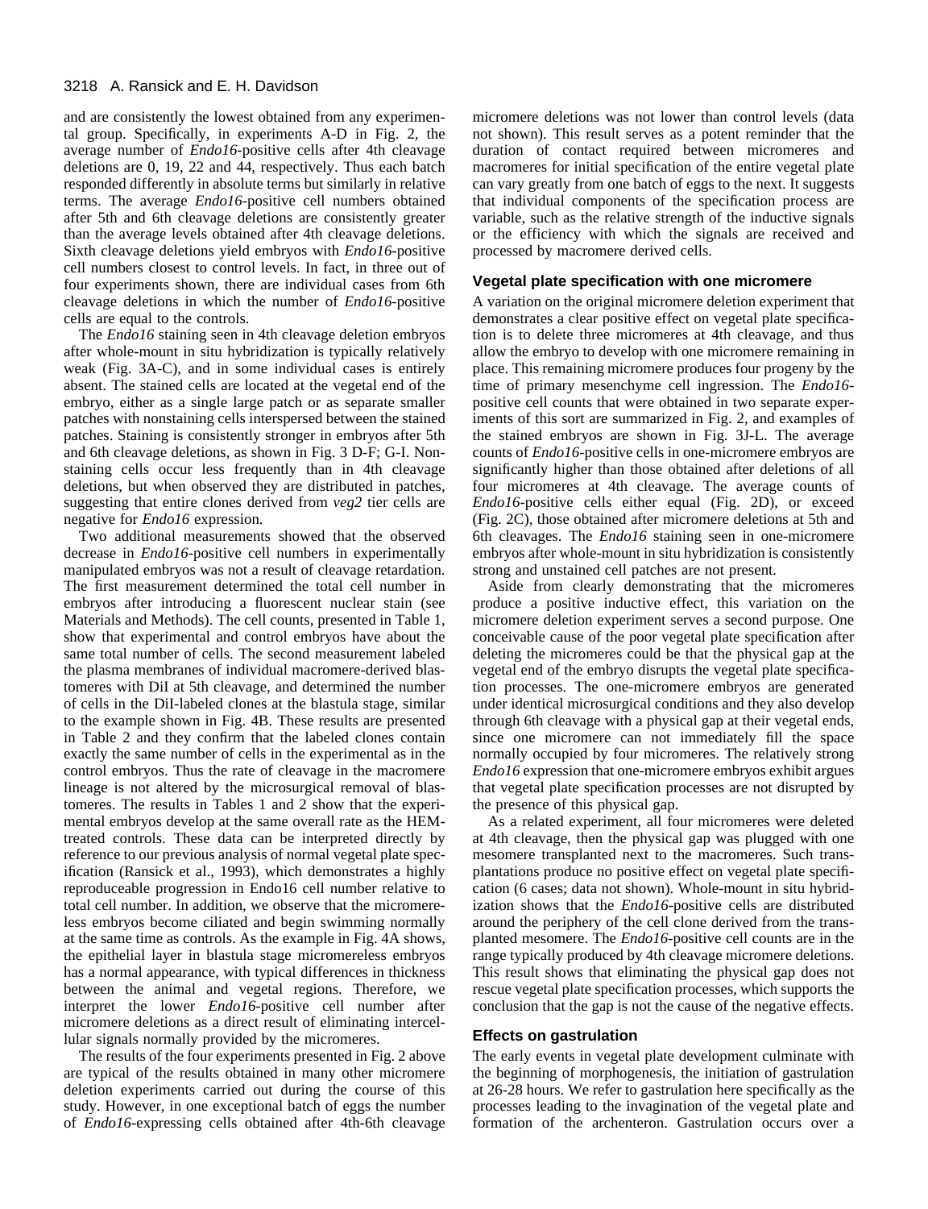and are consistently the lowest obtained from any experimental group. Specifically, in experiments A-D in Fig. 2, the average number of *Endo16*-positive cells after 4th cleavage deletions are 0, 19, 22 and 44, respectively. Thus each batch responded differently in absolute terms but similarly in relative terms. The average *Endo16*-positive cell numbers obtained after 5th and 6th cleavage deletions are consistently greater than the average levels obtained after 4th cleavage deletions. Sixth cleavage deletions yield embryos with *Endo16*-positive cell numbers closest to control levels. In fact, in three out of four experiments shown, there are individual cases from 6th cleavage deletions in which the number of *Endo16*-positive cells are equal to the controls.

The *Endo16* staining seen in 4th cleavage deletion embryos after whole-mount in situ hybridization is typically relatively weak (Fig. 3A-C), and in some individual cases is entirely absent. The stained cells are located at the vegetal end of the embryo, either as a single large patch or as separate smaller patches with nonstaining cells interspersed between the stained patches. Staining is consistently stronger in embryos after 5th and 6th cleavage deletions, as shown in Fig. 3 D-F; G-I. Nonstaining cells occur less frequently than in 4th cleavage deletions, but when observed they are distributed in patches, suggesting that entire clones derived from *veg2* tier cells are negative for *Endo16* expression.

Two additional measurements showed that the observed decrease in *Endo16*-positive cell numbers in experimentally manipulated embryos was not a result of cleavage retardation. The first measurement determined the total cell number in embryos after introducing a fluorescent nuclear stain (see Materials and Methods). The cell counts, presented in Table 1, show that experimental and control embryos have about the same total number of cells. The second measurement labeled the plasma membranes of individual macromere-derived blastomeres with DiI at 5th cleavage, and determined the number of cells in the DiI-labeled clones at the blastula stage, similar to the example shown in Fig. 4B. These results are presented in Table 2 and they confirm that the labeled clones contain exactly the same number of cells in the experimental as in the control embryos. Thus the rate of cleavage in the macromere lineage is not altered by the microsurgical removal of blastomeres. The results in Tables 1 and 2 show that the experimental embryos develop at the same overall rate as the HEM-treated controls. These data can be interpreted directly by reference to our previous analysis of normal vegetal plate specification (Ransick et al., 1993), which demonstrates a highly reproduceable progression in Endo16 cell number relative to total cell number. In addition, we observe that the micromereless embryos become ciliated and begin swimming normally at the same time as controls. As the example in Fig. 4A shows, the epithelial layer in blastula stage micromereless embryos has a normal appearance, with typical differences in thickness between the animal and vegetal regions. Therefore, we interpret the lower *Endo16*-positive cell number after micromere deletions as a direct result of eliminating intercellular signals normally provided by the micromeres.

The results of the four experiments presented in Fig. 2 above are typical of the results obtained in many other micromere deletion experiments carried out during the course of this study. However, in one exceptional batch of eggs the number of *Endo16*-expressing cells obtained after 4th-6th cleavage micromere deletions was not lower than control levels (data not shown). This result serves as a potent reminder that the duration of contact required between micromeres and macromeres for initial specification of the entire vegetal plate can vary greatly from one batch of eggs to the next. It suggests that individual components of the specification process are variable, such as the relative strength of the inductive signals or the efficiency with which the signals are received and processed by macromere derived cells.

### Vegetal plate specification with one micromere

A variation on the original micromere deletion experiment that demonstrates a clear positive effect on vegetal plate specification is to delete three micromeres at 4th cleavage, and thus allow the embryo to develop with one micromere remaining in place. This remaining micromere produces four progeny by the time of primary mesenchyme cell ingression. The *Endo16*-positive cell counts that were obtained in two separate experiments of this sort are summarized in Fig. 2, and examples of the stained embryos are shown in Fig. 3J-L. The average counts of *Endo16*-positive cells in one-micromere embryos are significantly higher than those obtained after deletions of all four micromeres at 4th cleavage. The average counts of *Endo16*-positive cells either equal (Fig. 2D), or exceed (Fig. 2C), those obtained after micromere deletions at 5th and 6th cleavages. The *Endo16* staining seen in one-micromere embryos after whole-mount in situ hybridization is consistently strong and unstained cell patches are not present.

Aside from clearly demonstrating that the micromeres produce a positive inductive effect, this variation on the micromere deletion experiment serves a second purpose. One conceivable cause of the poor vegetal plate specification after deleting the micromeres could be that the physical gap at the vegetal end of the embryo disrupts the vegetal plate specification processes. The one-micromere embryos are generated under identical microsurgical conditions and they also develop through 6th cleavage with a physical gap at their vegetal ends, since one micromere can not immediately fill the space normally occupied by four micromeres. The relatively strong *Endo16* expression that one-micromere embryos exhibit argues that vegetal plate specification processes are not disrupted by the presence of this physical gap.

As a related experiment, all four micromeres were deleted at 4th cleavage, then the physical gap was plugged with one mesomere transplanted next to the macromeres. Such transplantations produce no positive effect on vegetal plate specification (6 cases; data not shown). Whole-mount in situ hybridization shows that the *Endo16*-positive cells are distributed around the periphery of the cell clone derived from the transplanted mesomere. The *Endo16*-positive cell counts are in the range typically produced by 4th cleavage micromere deletions. This result shows that eliminating the physical gap does not rescue vegetal plate specification processes, which supports the conclusion that the gap is not the cause of the negative effects.

### Effects on gastrulation

The early events in vegetal plate development culminate with the beginning of morphogenesis, the initiation of gastrulation at 26-28 hours. We refer to gastrulation here specifically as the processes leading to the invagination of the vegetal plate and formation of the archenteron. Gastrulation occurs over a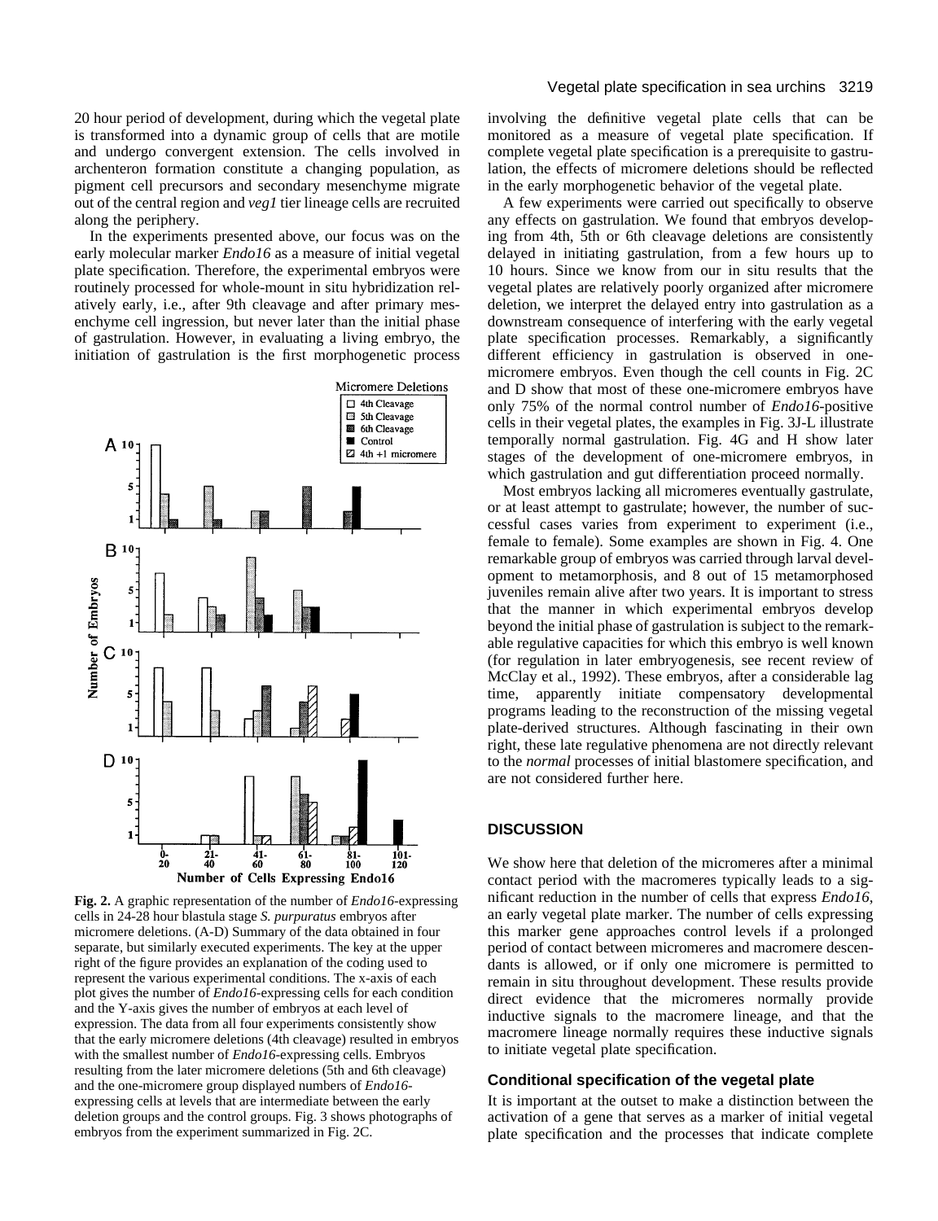20 hour period of development, during which the vegetal plate is transformed into a dynamic group of cells that are motile and undergo convergent extension. The cells involved in archenteron formation constitute a changing population, as pigment cell precursors and secondary mesenchyme migrate out of the central region and *veg1* tier lineage cells are recruited along the periphery.

In the experiments presented above, our focus was on the early molecular marker *Endo16* as a measure of initial vegetal plate specification. Therefore, the experimental embryos were routinely processed for whole-mount in situ hybridization relatively early, i.e., after 9th cleavage and after primary mesenchyme cell ingression, but never later than the initial phase of gastrulation. However, in evaluating a living embryo, the initiation of gastrulation is the first morphogenetic process involving the definitive vegetal plate cells that can be monitored as a measure of vegetal plate specification. If complete vegetal plate specification is a prerequisite to gastrulation, the effects of micromere deletions should be reflected in the early morphogenetic behavior of the vegetal plate.

A few experiments were carried out specifically to observe any effects on gastrulation. We found that embryos developing from 4th, 5th or 6th cleavage deletions are consistently delayed in initiating gastrulation, from a few hours up to 10 hours. Since we know from our in situ results that the vegetal plates are relatively poorly organized after micromere deletion, we interpret the delayed entry into gastrulation as a downstream consequence of interfering with the early vegetal plate specification processes. Remarkably, a significantly different efficiency in gastrulation is observed in one-micromere embryos. Even though the cell counts in Fig. 2C and D show that most of these one-micromere embryos have only 75% of the normal control number of *Endo16*-positive cells in their vegetal plates, the examples in Fig. 3J-L illustrate temporally normal gastrulation. Fig. 4G and H show later stages of the development of one-micromere embryos, in which gastrulation and gut differentiation proceed normally.

Most embryos lacking all micromeres eventually gastrulate, or at least attempt to gastrulate; however, the number of successful cases varies from experiment to experiment (i.e., female to female). Some examples are shown in Fig. 4. One remarkable group of embryos was carried through larval development to metamorphosis, and 8 out of 15 metamorphosed juveniles remain alive after two years. It is important to stress that the manner in which experimental embryos develop beyond the initial phase of gastrulation is subject to the remarkable regulative capacities for which this embryo is well known (for regulation in later embryogenesis, see recent review of McClay et al., 1992). These embryos, after a considerable lag time, apparently initiate compensatory developmental programs leading to the reconstruction of the missing vegetal plate-derived structures. Although fascinating in their own right, these late regulative phenomena are not directly relevant to the *normal* processes of initial blastomere specification, and are not considered further here.

**Fig. 2.** A graphic representation of the number of *Endo16*-expressing cells in 24-28 hour blastula stage *S. purpuratus* embryos after micromere deletions. (A-D) Summary of the data obtained in four separate, but similarly executed experiments. The key at the upper right of the figure provides an explanation of the coding used to represent the various experimental conditions. The x-axis of each plot gives the number of *Endo16*-expressing cells for each condition and the Y-axis gives the number of embryos at each level of expression. The data from all four experiments consistently show that the early micromere deletions (4th cleavage) resulted in embryos with the smallest number of *Endo16*-expressing cells. Embryos resulting from the later micromere deletions (5th and 6th cleavage) and the one-micromere group displayed numbers of *Endo16*-expressing cells at levels that are intermediate between the early deletion groups and the control groups. Fig. 3 shows photographs of embryos from the experiment summarized in Fig. 2C.

## DISCUSSION

We show here that deletion of the micromeres after a minimal contact period with the macromeres typically leads to a significant reduction in the number of cells that express *Endo16*, an early vegetal plate marker. The number of cells expressing this marker gene approaches control levels if a prolonged period of contact between micromeres and macromere descendants is allowed, or if only one micromere is permitted to remain in situ throughout development. These results provide direct evidence that the micromeres normally provide inductive signals to the macromere lineage, and that the macromere lineage normally requires these inductive signals to initiate vegetal plate specification.

### Conditional specification of the vegetal plate

It is important at the outset to make a distinction between the activation of a gene that serves as a marker of initial vegetal plate specification and the processes that indicate complete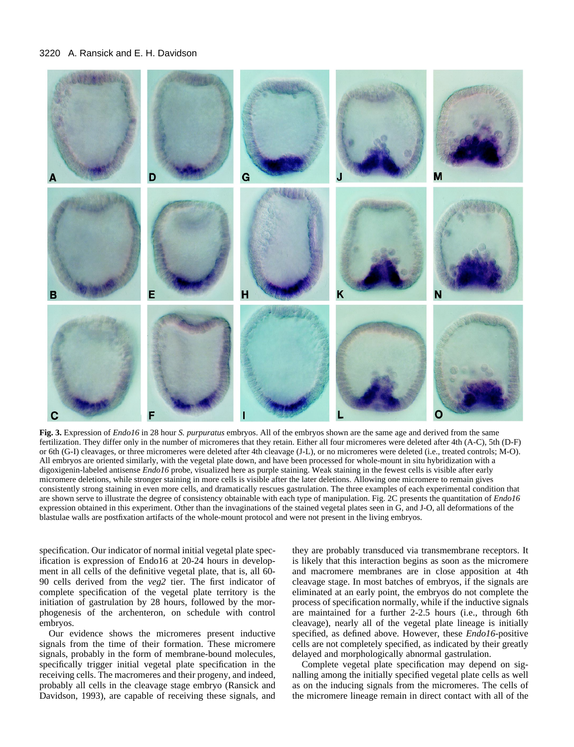**Fig. 3.** Expression of *Endo16* in 28 hour *S. purpuratus* embryos. All of the embryos shown are the same age and derived from the same fertilization. They differ only in the number of micromeres that they retain. Either all four micromeres were deleted after 4th (A-C), 5th (D-F) or 6th (G-I) cleavages, or three micromeres were deleted after 4th cleavage (J-L), or no micromeres were deleted (i.e., treated controls; M-O). All embryos are oriented similarly, with the vegetal plate down, and have been processed for whole-mount in situ hybridization with a digoxigenin-labeled antisense *Endo16* probe, visualized here as purple staining. Weak staining in the fewest cells is visible after early micromere deletions, while stronger staining in more cells is visible after the later deletions. Allowing one micromere to remain gives consistently strong staining in even more cells, and dramatically rescues gastrulation. The three examples of each experimental condition that are shown serve to illustrate the degree of consistency obtainable with each type of manipulation. Fig. 2C presents the quantitation of *Endo16* expression obtained in this experiment. Other than the invaginations of the stained vegetal plates seen in G, and J-O, all deformations of the blastulae walls are postfixation artifacts of the whole-mount protocol and were not present in the living embryos.

specification. Our indicator of normal initial vegetal plate specification is expression of Endo16 at 20-24 hours in development in all cells of the definitive vegetal plate, that is, all 60-90 cells derived from the *veg2* tier. The first indicator of complete specification of the vegetal plate territory is the initiation of gastrulation by 28 hours, followed by the morphogenesis of the archenteron, on schedule with control embryos.

Our evidence shows the micromeres present inductive signals from the time of their formation. These micromere signals, probably in the form of membrane-bound molecules, specifically trigger initial vegetal plate specification in the receiving cells. The macromeres and their progeny, and indeed, probably all cells in the cleavage stage embryo (Ransick and Davidson, 1993), are capable of receiving these signals, and they are probably transduced via transmembrane receptors. It is likely that this interaction begins as soon as the micromere and macromere membranes are in close apposition at 4th cleavage stage. In most batches of embryos, if the signals are eliminated at an early point, the embryos do not complete the process of specification normally, while if the inductive signals are maintained for a further 2-2.5 hours (i.e., through 6th cleavage), nearly all of the vegetal plate lineage is initially specified, as defined above. However, these *Endo16*-positive cells are not completely specified, as indicated by their greatly delayed and morphologically abnormal gastrulation.

Complete vegetal plate specification may depend on signalling among the initially specified vegetal plate cells as well as on the inducing signals from the micromeres. The cells of the micromere lineage remain in direct contact with all of the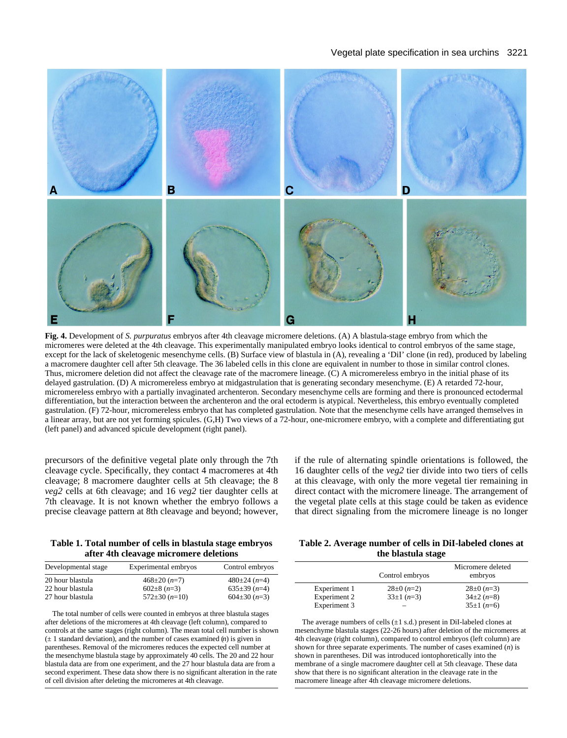**Fig. 4.** Development of *S. purpuratus* embryos after 4th cleavage micromere deletions. (A) A blastula-stage embryo from which the micromeres were deleted at the 4th cleavage. This experimentally manipulated embryo looks identical to control embryos of the same stage, except for the lack of skeletogenic mesenchyme cells. (B) Surface view of blastula in (A), revealing a 'DiI' clone (in red), produced by labeling a macromere daughter cell after 5th cleavage. The 36 labeled cells in this clone are equivalent in number to those in similar control clones. Thus, micromere deletion did not affect the cleavage rate of the macromere lineage. (C) A micromereless embryo in the initial phase of its delayed gastrulation. (D) A micromereless embryo at midgastrulation that is generating secondary mesenchyme. (E) A retarded 72-hour, micromereless embryo with a partially invaginated archenteron. Secondary mesenchyme cells are forming and there is pronounced ectodermal differentiation, but the interaction between the archenteron and the oral ectoderm is atypical. Nevertheless, this embryo eventually completed gastrulation. (F) 72-hour, micromereless embryo that has completed gastrulation. Note that the mesenchyme cells have arranged themselves in a linear array, but are not yet forming spicules. (G,H) Two views of a 72-hour, one-micromere embryo, with a complete and differentiating gut (left panel) and advanced spicule development (right panel).

precursors of the definitive vegetal plate only through the 7th cleavage cycle. Specifically, they contact 4 macromeres at 4th cleavage; 8 macromere daughter cells at 5th cleavage; the 8 *veg2* cells at 6th cleavage; and 16 *veg2* tier daughter cells at 7th cleavage. It is not known whether the embryo follows a precise cleavage pattern at 8th cleavage and beyond; however, if the rule of alternating spindle orientations is followed, the 16 daughter cells of the *veg2* tier divide into two tiers of cells at this cleavage, with only the more vegetal tier remaining in direct contact with the micromere lineage. The arrangement of the vegetal plate cells at this stage could be taken as evidence that direct signaling from the micromere lineage is no longer

**Table 1. Total number of cells in blastula stage embryos after 4th cleavage micromere deletions**

| Developmental stage | Experimental embryos | Control embryos |
|---|---|---|
| 20 hour blastula | 468±20 (*n*=7) | 480±24 (*n*=4) |
| 22 hour blastula | 602±8 (*n*=3) | 635±39 (*n*=4) |
| 27 hour blastula | 572±30 (*n*=10) | 604±30 (*n*=3) |

The total number of cells were counted in embryos at three blastula stages after deletions of the micromeres at 4th cleavage (left column), compared to controls at the same stages (right column). The mean total cell number is shown (± 1 standard deviation), and the number of cases examined (*n*) is given in parentheses. Removal of the micromeres reduces the expected cell number at the mesenchyme blastula stage by approximately 40 cells. The 20 and 22 hour blastula data are from one experiment, and the 27 hour blastula data are from a second experiment. These data show there is no significant alteration in the rate of cell division after deleting the micromeres at 4th cleavage.

**Table 2. Average number of cells in DiI-labeled clones at the blastula stage**

| | Control embryos | Micromere deleted embryos |
|---|---|---|
| Experiment 1 | 28±0 (*n*=2) | 28±0 (*n*=3) |
| Experiment 2 | 33±1 (*n*=3) | 34±2 (*n*=8) |
| Experiment 3 | – | 35±1 (*n*=6) |

The average numbers of cells (±1 s.d.) present in DiI-labeled clones at mesenchyme blastula stages (22-26 hours) after deletion of the micromeres at 4th cleavage (right column), compared to control embryos (left column) are shown for three separate experiments. The number of cases examined (*n*) is shown in parentheses. DiI was introduced iontophoretically into the membrane of a single macromere daughter cell at 5th cleavage. These data show that there is no significant alteration in the cleavage rate in the macromere lineage after 4th cleavage micromere deletions.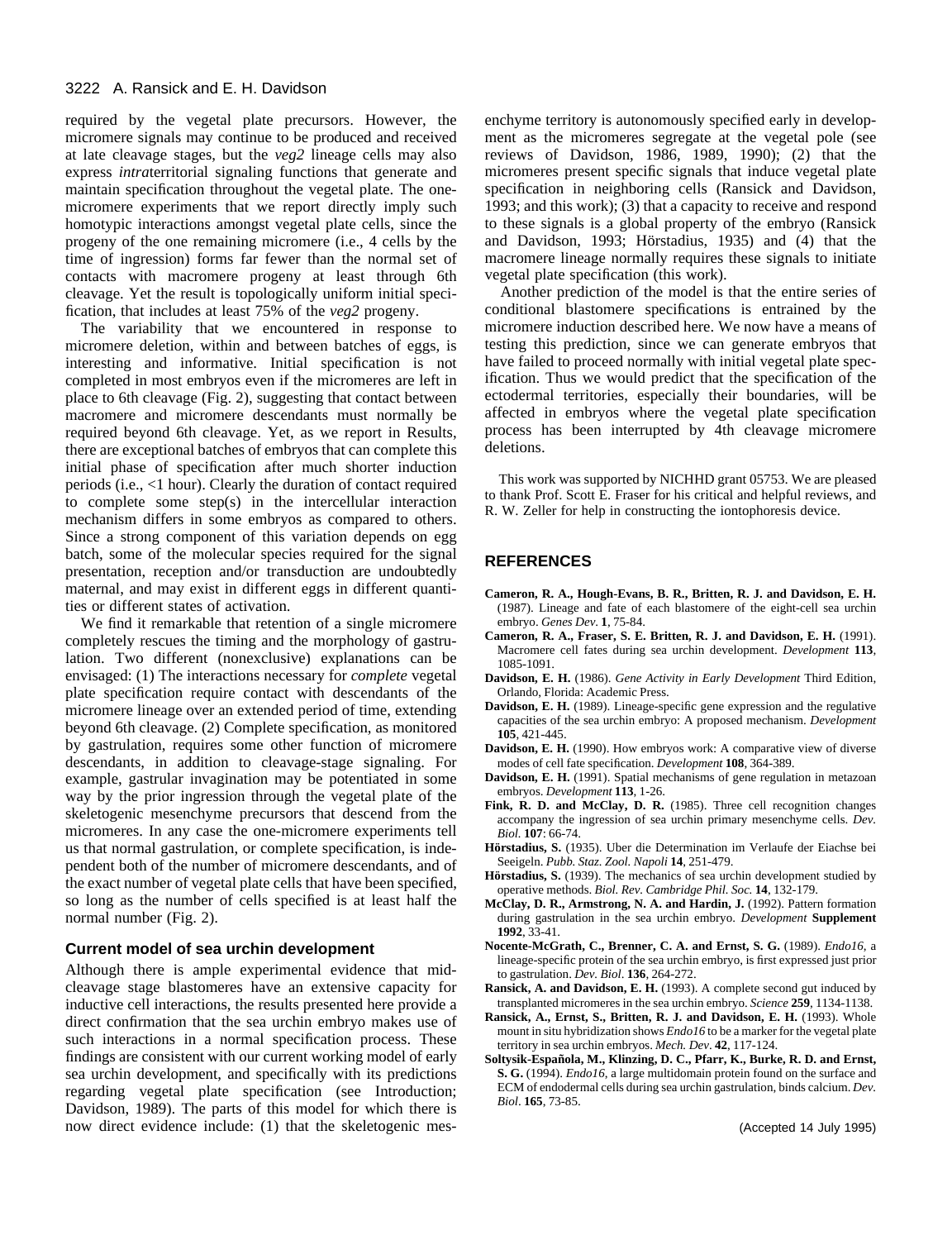required by the vegetal plate precursors. However, the micromere signals may continue to be produced and received at late cleavage stages, but the *veg2* lineage cells may also express *intra*territorial signaling functions that generate and maintain specification throughout the vegetal plate. The one-micromere experiments that we report directly imply such homotypic interactions amongst vegetal plate cells, since the progeny of the one remaining micromere (i.e., 4 cells by the time of ingression) forms far fewer than the normal set of contacts with macromere progeny at least through 6th cleavage. Yet the result is topologically uniform initial specification, that includes at least 75% of the *veg2* progeny.

The variability that we encountered in response to micromere deletion, within and between batches of eggs, is interesting and informative. Initial specification is not completed in most embryos even if the micromeres are left in place to 6th cleavage (Fig. 2), suggesting that contact between macromere and micromere descendants must normally be required beyond 6th cleavage. Yet, as we report in Results, there are exceptional batches of embryos that can complete this initial phase of specification after much shorter induction periods (i.e., <1 hour). Clearly the duration of contact required to complete some step(s) in the intercellular interaction mechanism differs in some embryos as compared to others. Since a strong component of this variation depends on egg batch, some of the molecular species required for the signal presentation, reception and/or transduction are undoubtedly maternal, and may exist in different eggs in different quantities or different states of activation.

We find it remarkable that retention of a single micromere completely rescues the timing and the morphology of gastrulation. Two different (nonexclusive) explanations can be envisaged: (1) The interactions necessary for *complete* vegetal plate specification require contact with descendants of the micromere lineage over an extended period of time, extending beyond 6th cleavage. (2) Complete specification, as monitored by gastrulation, requires some other function of micromere descendants, in addition to cleavage-stage signaling. For example, gastrular invagination may be potentiated in some way by the prior ingression through the vegetal plate of the skeletogenic mesenchyme precursors that descend from the micromeres. In any case the one-micromere experiments tell us that normal gastrulation, or complete specification, is independent both of the number of micromere descendants, and of the exact number of vegetal plate cells that have been specified, so long as the number of cells specified is at least half the normal number (Fig. 2).

### Current model of sea urchin development

Although there is ample experimental evidence that mid-cleavage stage blastomeres have an extensive capacity for inductive cell interactions, the results presented here provide a direct confirmation that the sea urchin embryo makes use of such interactions in a normal specification process. These findings are consistent with our current working model of early sea urchin development, and specifically with its predictions regarding vegetal plate specification (see Introduction; Davidson, 1989). The parts of this model for which there is now direct evidence include: (1) that the skeletogenic mesenchyme territory is autonomously specified early in development as the micromeres segregate at the vegetal pole (see reviews of Davidson, 1986, 1989, 1990); (2) that the micromeres present specific signals that induce vegetal plate specification in neighboring cells (Ransick and Davidson, 1993; and this work); (3) that a capacity to receive and respond to these signals is a global property of the embryo (Ransick and Davidson, 1993; Hörstadius, 1935) and (4) that the macromere lineage normally requires these signals to initiate vegetal plate specification (this work).

Another prediction of the model is that the entire series of conditional blastomere specifications is entrained by the micromere induction described here. We now have a means of testing this prediction, since we can generate embryos that have failed to proceed normally with initial vegetal plate specification. Thus we would predict that the specification of the ectodermal territories, especially their boundaries, will be affected in embryos where the vegetal plate specification process has been interrupted by 4th cleavage micromere deletions.

This work was supported by NICHHD grant 05753. We are pleased to thank Prof. Scott E. Fraser for his critical and helpful reviews, and R. W. Zeller for help in constructing the iontophoresis device.

## REFERENCES

**Cameron, R. A., Hough-Evans, B. R., Britten, R. J. and Davidson, E. H.** (1987). Lineage and fate of each blastomere of the eight-cell sea urchin embryo. *Genes Dev*. **1**, 75-84.

**Cameron, R. A., Fraser, S. E. Britten, R. J. and Davidson, E. H.** (1991). Macromere cell fates during sea urchin development. *Development* **113**, 1085-1091.

**Davidson, E. H.** (1986). *Gene Activity in Early Development* Third Edition, Orlando, Florida: Academic Press.

**Davidson, E. H.** (1989). Lineage-specific gene expression and the regulative capacities of the sea urchin embryo: A proposed mechanism. *Development* **105**, 421-445.

**Davidson, E. H.** (1990). How embryos work: A comparative view of diverse modes of cell fate specification. *Development* **108**, 364-389.

**Davidson, E. H.** (1991). Spatial mechanisms of gene regulation in metazoan embryos. *Development* **113**, 1-26.

**Fink, R. D. and McClay, D. R.** (1985). Three cell recognition changes accompany the ingression of sea urchin primary mesenchyme cells. *Dev. Biol.* **107**: 66-74.

**Hörstadius, S.** (1935). Uber die Determination im Verlaufe der Eiachse bei Seeigeln. *Pubb. Staz. Zool. Napoli* **14**, 251-479.

**Hörstadius, S.** (1939). The mechanics of sea urchin development studied by operative methods. *Biol. Rev. Cambridge Phil. Soc.* **14**, 132-179.

**McClay, D. R., Armstrong, N. A. and Hardin, J.** (1992). Pattern formation during gastrulation in the sea urchin embryo. *Development* **Supplement 1992**, 33-41.

**Nocente-McGrath, C., Brenner, C. A. and Ernst, S. G.** (1989). *Endo16*, a lineage-specific protein of the sea urchin embryo, is first expressed just prior to gastrulation. *Dev. Biol*. **136**, 264-272.

**Ransick, A. and Davidson, E. H.** (1993). A complete second gut induced by transplanted micromeres in the sea urchin embryo. *Science* **259**, 1134-1138.

**Ransick, A., Ernst, S., Britten, R. J. and Davidson, E. H.** (1993). Whole mount in situ hybridization shows *Endo16* to be a marker for the vegetal plate territory in sea urchin embryos. *Mech. Dev*. **42**, 117-124.

**Soltysik-Española, M., Klinzing, D. C., Pfarr, K., Burke, R. D. and Ernst, S. G.** (1994). *Endo16*, a large multidomain protein found on the surface and ECM of endodermal cells during sea urchin gastrulation, binds calcium. *Dev. Biol*. **165**, 73-85.

(Accepted 14 July 1995)